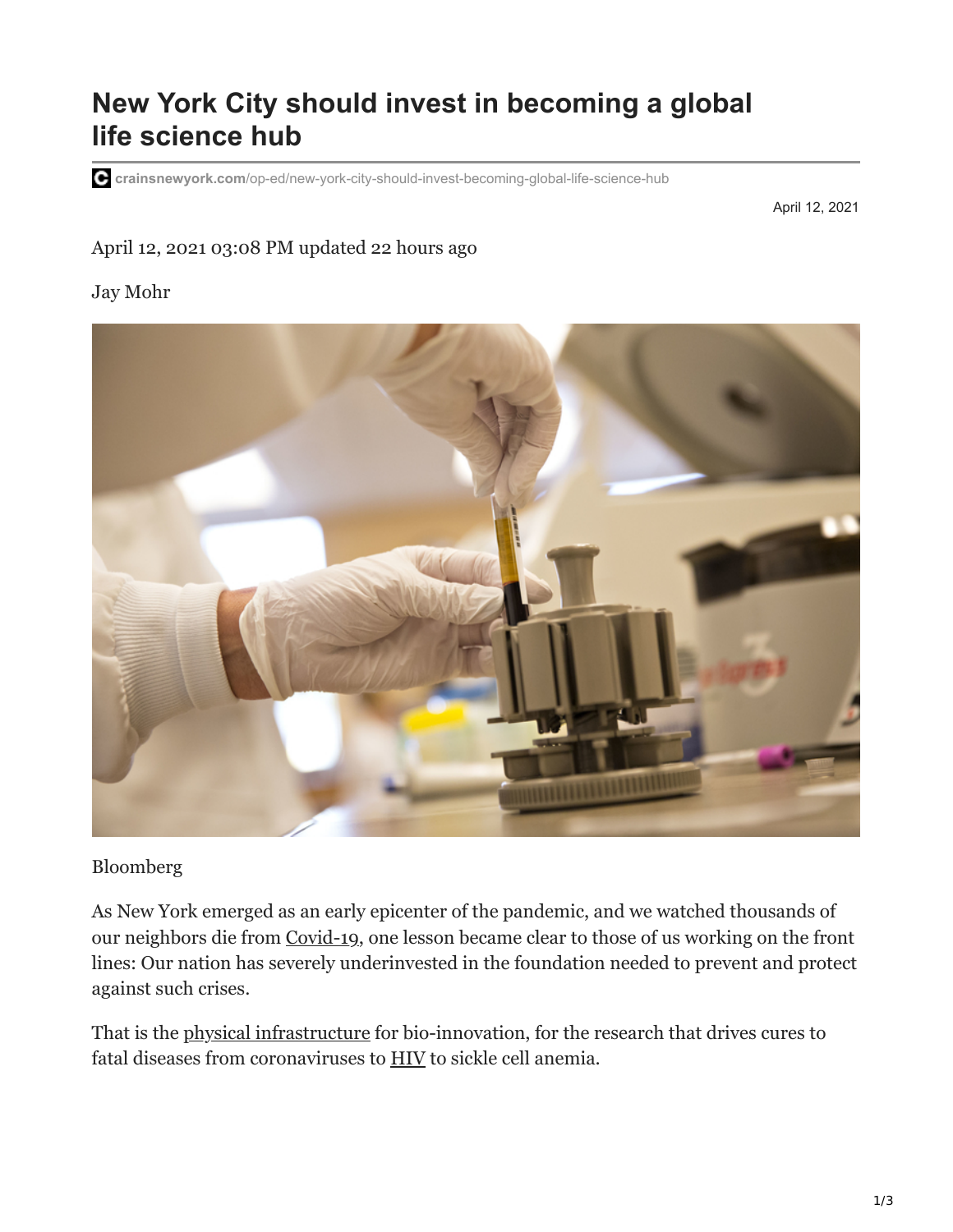# New York City should invest in becoming a global life science hub

crainsnewyork.com/op-ed/new-york-city-should-invest-becoming-global-life-science-hub

April 12, 2021

April 12, 2021 03:08 PM updated 22 hours ago

Jay Mohr

Bloomberg

As New York emerged as an early epicenter of the pandemic, and we watched thousands of our neighbors die from Covid-19, one lesson became clear to those of us working on the front lines: Our nation has severely underinvested in the foundation needed to prevent and protect against such crises.

That is the physical infrastructure for bio-innovation, for the research that drives cures to fatal diseases from coronaviruses to HIV to sickle cell anemia.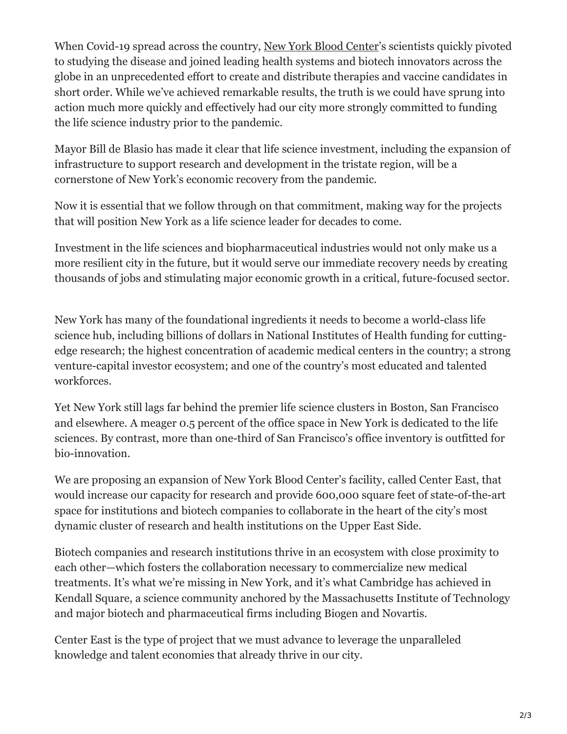When Covid-19 spread across the country, New York Blood Center's scientists quickly pivoted to studying the disease and joined leading health systems and biotech innovators across the globe in an unprecedented effort to create and distribute therapies and vaccine candidates in short order. While we've achieved remarkable results, the truth is we could have sprung into action much more quickly and effectively had our city more strongly committed to funding the life science industry prior to the pandemic.

Mayor Bill de Blasio has made it clear that life science investment, including the expansion of infrastructure to support research and development in the tristate region, will be a cornerstone of New York's economic recovery from the pandemic.

Now it is essential that we follow through on that commitment, making way for the projects that will position New York as a life science leader for decades to come.

Investment in the life sciences and biopharmaceutical industries would not only make us a more resilient city in the future, but it would serve our immediate recovery needs by creating thousands of jobs and stimulating major economic growth in a critical, future-focused sector.

New York has many of the foundational ingredients it needs to become a world-class life science hub, including billions of dollars in National Institutes of Health funding for cutting-edge research; the highest concentration of academic medical centers in the country; a strong venture-capital investor ecosystem; and one of the country's most educated and talented workforces.

Yet New York still lags far behind the premier life science clusters in Boston, San Francisco and elsewhere. A meager 0.5 percent of the office space in New York is dedicated to the life sciences. By contrast, more than one-third of San Francisco's office inventory is outfitted for bio-innovation.

We are proposing an expansion of New York Blood Center's facility, called Center East, that would increase our capacity for research and provide 600,000 square feet of state-of-the-art space for institutions and biotech companies to collaborate in the heart of the city's most dynamic cluster of research and health institutions on the Upper East Side.

Biotech companies and research institutions thrive in an ecosystem with close proximity to each other—which fosters the collaboration necessary to commercialize new medical treatments. It's what we're missing in New York, and it's what Cambridge has achieved in Kendall Square, a science community anchored by the Massachusetts Institute of Technology and major biotech and pharmaceutical firms including Biogen and Novartis.

Center East is the type of project that we must advance to leverage the unparalleled knowledge and talent economies that already thrive in our city.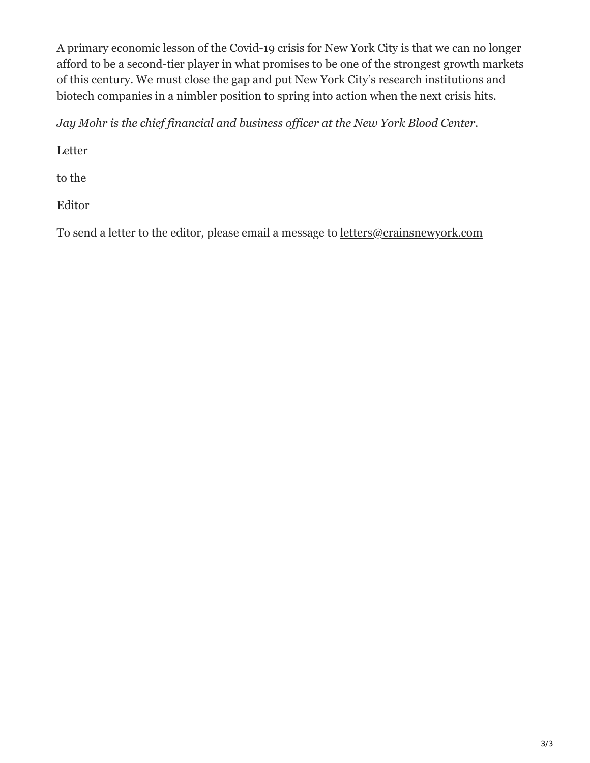A primary economic lesson of the Covid-19 crisis for New York City is that we can no longer afford to be a second-tier player in what promises to be one of the strongest growth markets of this century. We must close the gap and put New York City's research institutions and biotech companies in a nimbler position to spring into action when the next crisis hits.

*Jay Mohr is the chief financial and business officer at the New York Blood Center.*

Letter

to the

Editor

To send a letter to the editor, please email a message to letters@crainsnewyork.com